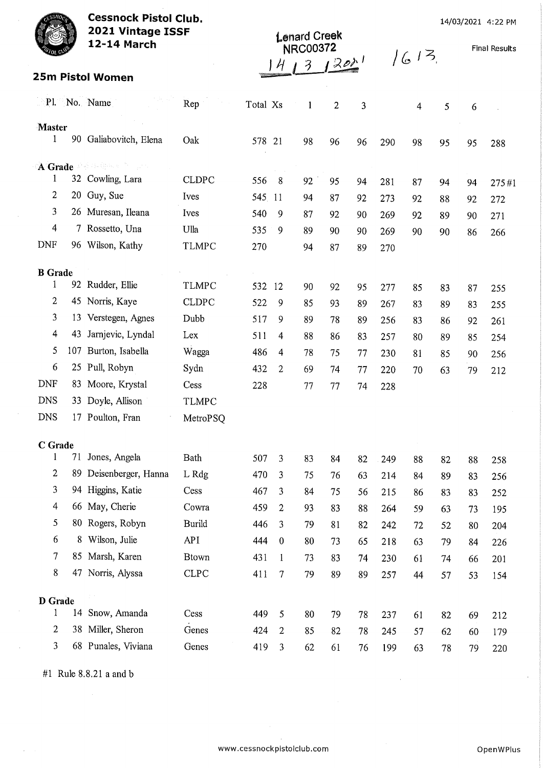# Cessnock Pistol Club.

**2021 Vintage ISSF**
**12-14 March**

14/03/2021 4:22 PM

Lenard Creek
NRC00372
14 / 3 / 2021 1613

Final Results

## 25m Pistol Women

| Pl. | No. | Name | Rep | Total | Xs | 1 | 2 | 3 | | 4 | 5 | 6 | |
|---|---|---|---|---|---|---|---|---|---|---|---|---|---|
| **Master** | | | | | | | | | | | | | |
| 1 | 90 | Galiabovitch, Elena | Oak | 578 | 21 | 98 | 96 | 96 | 290 | 98 | 95 | 95 | 288 |
| **A Grade** | | | | | | | | | | | | | |
| 1 | 32 | Cowling, Lara | CLDPC | 556 | 8 | 92 | 95 | 94 | 281 | 87 | 94 | 94 | 275#1 |
| 2 | 20 | Guy, Sue | Ives | 545 | 11 | 94 | 87 | 92 | 273 | 92 | 88 | 92 | 272 |
| 3 | 26 | Muresan, Ileana | Ives | 540 | 9 | 87 | 92 | 90 | 269 | 92 | 89 | 90 | 271 |
| 4 | 7 | Rossetto, Una | Ulla | 535 | 9 | 89 | 90 | 90 | 269 | 90 | 90 | 86 | 266 |
| DNF | 96 | Wilson, Kathy | TLMPC | 270 | | 94 | 87 | 89 | 270 | | | | |
| **B Grade** | | | | | | | | | | | | | |
| 1 | 92 | Rudder, Ellie | TLMPC | 532 | 12 | 90 | 92 | 95 | 277 | 85 | 83 | 87 | 255 |
| 2 | 45 | Norris, Kaye | CLDPC | 522 | 9 | 85 | 93 | 89 | 267 | 83 | 89 | 83 | 255 |
| 3 | 13 | Verstegen, Agnes | Dubb | 517 | 9 | 89 | 78 | 89 | 256 | 83 | 86 | 92 | 261 |
| 4 | 43 | Jarnjevic, Lyndal | Lex | 511 | 4 | 88 | 86 | 83 | 257 | 80 | 89 | 85 | 254 |
| 5 | 107 | Burton, Isabella | Wagga | 486 | 4 | 78 | 75 | 77 | 230 | 81 | 85 | 90 | 256 |
| 6 | 25 | Pull, Robyn | Sydn | 432 | 2 | 69 | 74 | 77 | 220 | 70 | 63 | 79 | 212 |
| DNF | 83 | Moore, Krystal | Cess | 228 | | 77 | 77 | 74 | 228 | | | | |
| DNS | 33 | Doyle, Allison | TLMPC | | | | | | | | | | |
| DNS | 17 | Poulton, Fran | MetroPSQ | | | | | | | | | | |
| **C Grade** | | | | | | | | | | | | | |
| 1 | 71 | Jones, Angela | Bath | 507 | 3 | 83 | 84 | 82 | 249 | 88 | 82 | 88 | 258 |
| 2 | 89 | Deisenberger, Hanna | L Rdg | 470 | 3 | 75 | 76 | 63 | 214 | 84 | 89 | 83 | 256 |
| 3 | 94 | Higgins, Katie | Cess | 467 | 3 | 84 | 75 | 56 | 215 | 86 | 83 | 83 | 252 |
| 4 | 66 | May, Cherie | Cowra | 459 | 2 | 93 | 83 | 88 | 264 | 59 | 63 | 73 | 195 |
| 5 | 80 | Rogers, Robyn | Burild | 446 | 3 | 79 | 81 | 82 | 242 | 72 | 52 | 80 | 204 |
| 6 | 8 | Wilson, Julie | API | 444 | 0 | 80 | 73 | 65 | 218 | 63 | 79 | 84 | 226 |
| 7 | 85 | Marsh, Karen | Btown | 431 | 1 | 73 | 83 | 74 | 230 | 61 | 74 | 66 | 201 |
| 8 | 47 | Norris, Alyssa | CLPC | 411 | 7 | 79 | 89 | 89 | 257 | 44 | 57 | 53 | 154 |
| **D Grade** | | | | | | | | | | | | | |
| 1 | 14 | Snow, Amanda | Cess | 449 | 5 | 80 | 79 | 78 | 237 | 61 | 82 | 69 | 212 |
| 2 | 38 | Miller, Sheron | Genes | 424 | 2 | 85 | 82 | 78 | 245 | 57 | 62 | 60 | 179 |
| 3 | 68 | Punales, Viviana | Genes | 419 | 3 | 62 | 61 | 76 | 199 | 63 | 78 | 79 | 220 |

#1 Rule 8.8.21 a and b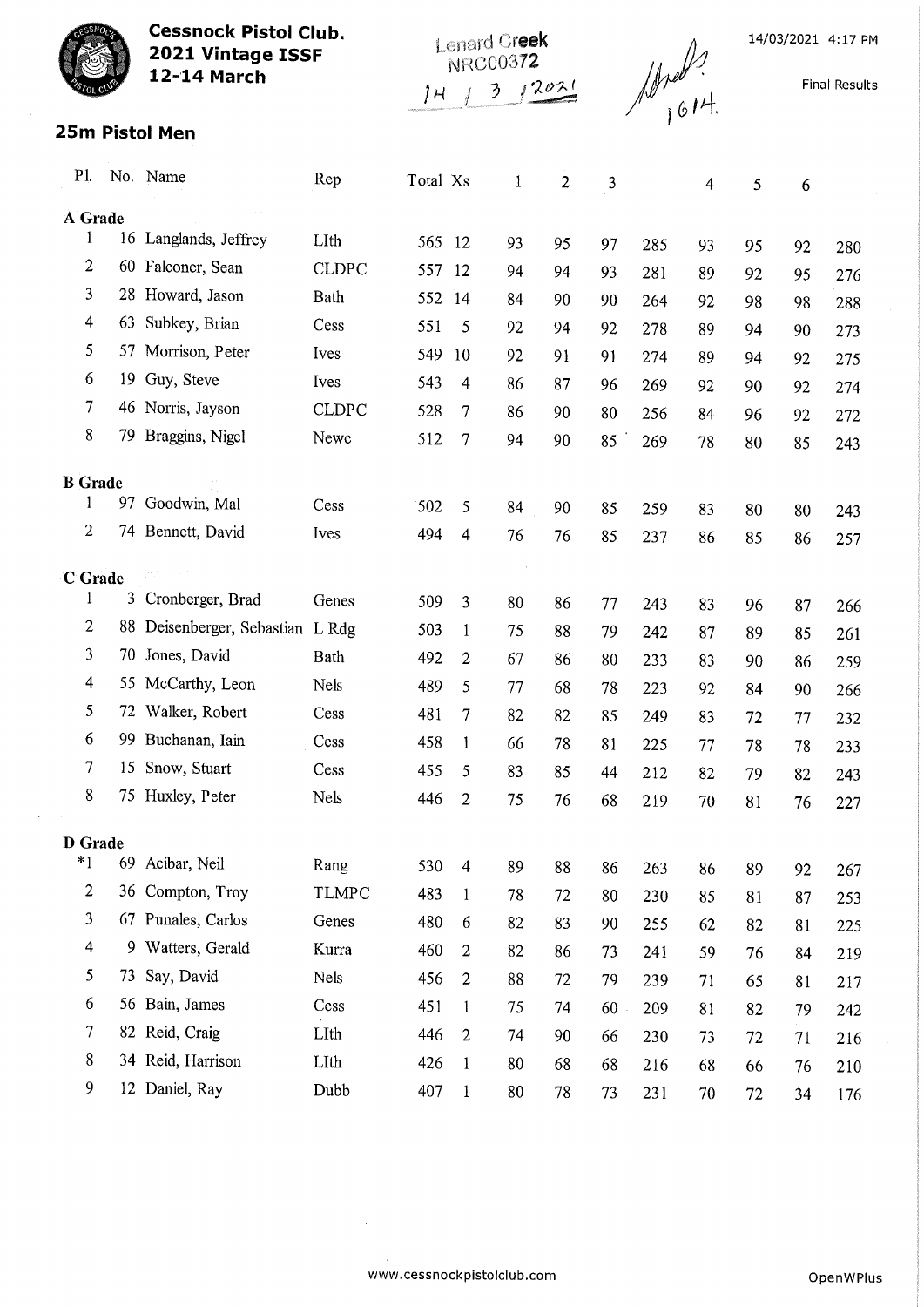**Cessnock Pistol Club.**
**2021 Vintage ISSF**
**12-14 March**

Lenard Creek
NRC00372
14 / 3 / 2021

1614.

14/03/2021 4:17 PM

Final Results

## 25m Pistol Men

| Pl. | No. | Name | Rep | Total | Xs | 1 | 2 | 3 | | 4 | 5 | 6 | |
|---|---|---|---|---|---|---|---|---|---|---|---|---|---|
| **A Grade** | | | | | | | | | | | | | |
| 1 | 16 | Langlands, Jeffrey | LIth | 565 | 12 | 93 | 95 | 97 | 285 | 93 | 95 | 92 | 280 |
| 2 | 60 | Falconer, Sean | CLDPC | 557 | 12 | 94 | 94 | 93 | 281 | 89 | 92 | 95 | 276 |
| 3 | 28 | Howard, Jason | Bath | 552 | 14 | 84 | 90 | 90 | 264 | 92 | 98 | 98 | 288 |
| 4 | 63 | Subkey, Brian | Cess | 551 | 5 | 92 | 94 | 92 | 278 | 89 | 94 | 90 | 273 |
| 5 | 57 | Morrison, Peter | Ives | 549 | 10 | 92 | 91 | 91 | 274 | 89 | 94 | 92 | 275 |
| 6 | 19 | Guy, Steve | Ives | 543 | 4 | 86 | 87 | 96 | 269 | 92 | 90 | 92 | 274 |
| 7 | 46 | Norris, Jayson | CLDPC | 528 | 7 | 86 | 90 | 80 | 256 | 84 | 96 | 92 | 272 |
| 8 | 79 | Braggins, Nigel | Newc | 512 | 7 | 94 | 90 | 85 | 269 | 78 | 80 | 85 | 243 |
| **B Grade** | | | | | | | | | | | | | |
| 1 | 97 | Goodwin, Mal | Cess | 502 | 5 | 84 | 90 | 85 | 259 | 83 | 80 | 80 | 243 |
| 2 | 74 | Bennett, David | Ives | 494 | 4 | 76 | 76 | 85 | 237 | 86 | 85 | 86 | 257 |
| **C Grade** | | | | | | | | | | | | | |
| 1 | 3 | Cronberger, Brad | Genes | 509 | 3 | 80 | 86 | 77 | 243 | 83 | 96 | 87 | 266 |
| 2 | 88 | Deisenberger, Sebastian | L Rdg | 503 | 1 | 75 | 88 | 79 | 242 | 87 | 89 | 85 | 261 |
| 3 | 70 | Jones, David | Bath | 492 | 2 | 67 | 86 | 80 | 233 | 83 | 90 | 86 | 259 |
| 4 | 55 | McCarthy, Leon | Nels | 489 | 5 | 77 | 68 | 78 | 223 | 92 | 84 | 90 | 266 |
| 5 | 72 | Walker, Robert | Cess | 481 | 7 | 82 | 82 | 85 | 249 | 83 | 72 | 77 | 232 |
| 6 | 99 | Buchanan, Iain | Cess | 458 | 1 | 66 | 78 | 81 | 225 | 77 | 78 | 78 | 233 |
| 7 | 15 | Snow, Stuart | Cess | 455 | 5 | 83 | 85 | 44 | 212 | 82 | 79 | 82 | 243 |
| 8 | 75 | Huxley, Peter | Nels | 446 | 2 | 75 | 76 | 68 | 219 | 70 | 81 | 76 | 227 |
| **D Grade** | | | | | | | | | | | | | |
| *1 | 69 | Acibar, Neil | Rang | 530 | 4 | 89 | 88 | 86 | 263 | 86 | 89 | 92 | 267 |
| 2 | 36 | Compton, Troy | TLMPC | 483 | 1 | 78 | 72 | 80 | 230 | 85 | 81 | 87 | 253 |
| 3 | 67 | Punales, Carlos | Genes | 480 | 6 | 82 | 83 | 90 | 255 | 62 | 82 | 81 | 225 |
| 4 | 9 | Watters, Gerald | Kurra | 460 | 2 | 82 | 86 | 73 | 241 | 59 | 76 | 84 | 219 |
| 5 | 73 | Say, David | Nels | 456 | 2 | 88 | 72 | 79 | 239 | 71 | 65 | 81 | 217 |
| 6 | 56 | Bain, James | Cess | 451 | 1 | 75 | 74 | 60 | 209 | 81 | 82 | 79 | 242 |
| 7 | 82 | Reid, Craig | LIth | 446 | 2 | 74 | 90 | 66 | 230 | 73 | 72 | 71 | 216 |
| 8 | 34 | Reid, Harrison | LIth | 426 | 1 | 80 | 68 | 68 | 216 | 68 | 66 | 76 | 210 |
| 9 | 12 | Daniel, Ray | Dubb | 407 | 1 | 80 | 78 | 73 | 231 | 70 | 72 | 34 | 176 |

www.cessnockpistolclub.com

OpenWPlus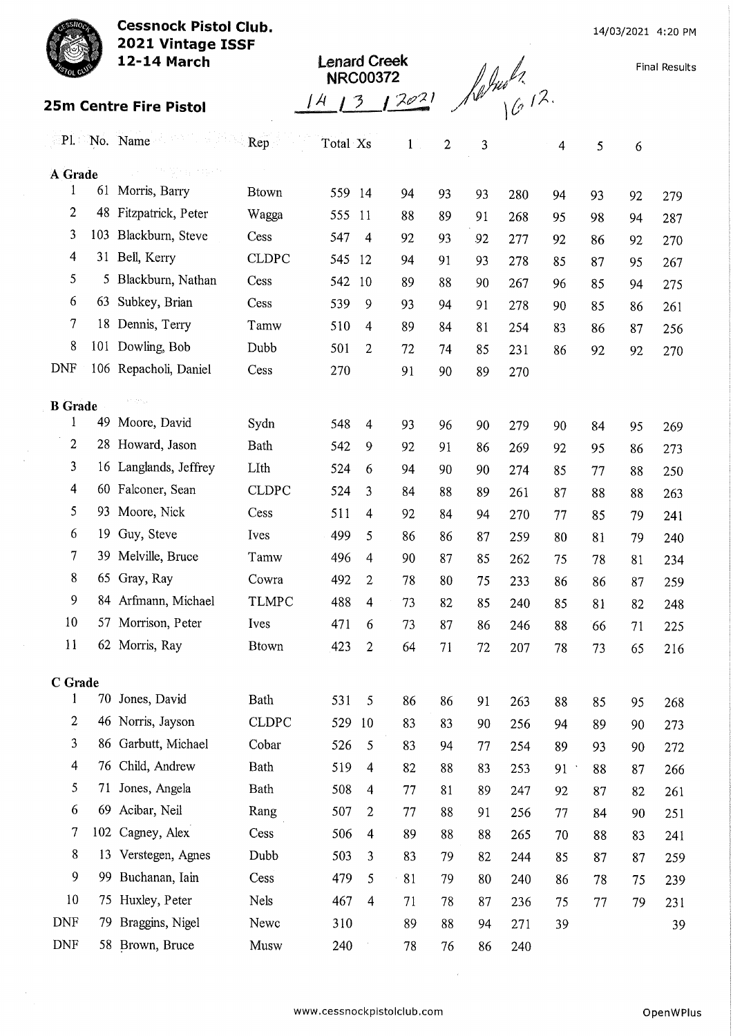**Cessnock Pistol Club.**
**2021 Vintage ISSF**
**12-14 March**

14/03/2021 4:20 PM

**Lenard Creek**
**NRC00372**
14 / 3 / 2021

Final Results

## 25m Centre Fire Pistol

| Pl. | No. | Name | Rep | Total | Xs | 1 | 2 | 3 | | 4 | 5 | 6 | |
|---|---|---|---|---|---|---|---|---|---|---|---|---|---|
| **A Grade** | | | | | | | | | | | | | |
| 1 | 61 | Morris, Barry | Btown | 559 | 14 | 94 | 93 | 93 | 280 | 94 | 93 | 92 | 279 |
| 2 | 48 | Fitzpatrick, Peter | Wagga | 555 | 11 | 88 | 89 | 91 | 268 | 95 | 98 | 94 | 287 |
| 3 | 103 | Blackburn, Steve | Cess | 547 | 4 | 92 | 93 | 92 | 277 | 92 | 86 | 92 | 270 |
| 4 | 31 | Bell, Kerry | CLDPC | 545 | 12 | 94 | 91 | 93 | 278 | 85 | 87 | 95 | 267 |
| 5 | 5 | Blackburn, Nathan | Cess | 542 | 10 | 89 | 88 | 90 | 267 | 96 | 85 | 94 | 275 |
| 6 | 63 | Subkey, Brian | Cess | 539 | 9 | 93 | 94 | 91 | 278 | 90 | 85 | 86 | 261 |
| 7 | 18 | Dennis, Terry | Tamw | 510 | 4 | 89 | 84 | 81 | 254 | 83 | 86 | 87 | 256 |
| 8 | 101 | Dowling, Bob | Dubb | 501 | 2 | 72 | 74 | 85 | 231 | 86 | 92 | 92 | 270 |
| DNF | 106 | Repacholi, Daniel | Cess | 270 | | 91 | 90 | 89 | 270 | | | | |
| **B Grade** | | | | | | | | | | | | | |
| 1 | 49 | Moore, David | Sydn | 548 | 4 | 93 | 96 | 90 | 279 | 90 | 84 | 95 | 269 |
| 2 | 28 | Howard, Jason | Bath | 542 | 9 | 92 | 91 | 86 | 269 | 92 | 95 | 86 | 273 |
| 3 | 16 | Langlands, Jeffrey | LIth | 524 | 6 | 94 | 90 | 90 | 274 | 85 | 77 | 88 | 250 |
| 4 | 60 | Falconer, Sean | CLDPC | 524 | 3 | 84 | 88 | 89 | 261 | 87 | 88 | 88 | 263 |
| 5 | 93 | Moore, Nick | Cess | 511 | 4 | 92 | 84 | 94 | 270 | 77 | 85 | 79 | 241 |
| 6 | 19 | Guy, Steve | Ives | 499 | 5 | 86 | 86 | 87 | 259 | 80 | 81 | 79 | 240 |
| 7 | 39 | Melville, Bruce | Tamw | 496 | 4 | 90 | 87 | 85 | 262 | 75 | 78 | 81 | 234 |
| 8 | 65 | Gray, Ray | Cowra | 492 | 2 | 78 | 80 | 75 | 233 | 86 | 86 | 87 | 259 |
| 9 | 84 | Arfmann, Michael | TLMPC | 488 | 4 | 73 | 82 | 85 | 240 | 85 | 81 | 82 | 248 |
| 10 | 57 | Morrison, Peter | Ives | 471 | 6 | 73 | 87 | 86 | 246 | 88 | 66 | 71 | 225 |
| 11 | 62 | Morris, Ray | Btown | 423 | 2 | 64 | 71 | 72 | 207 | 78 | 73 | 65 | 216 |
| **C Grade** | | | | | | | | | | | | | |
| 1 | 70 | Jones, David | Bath | 531 | 5 | 86 | 86 | 91 | 263 | 88 | 85 | 95 | 268 |
| 2 | 46 | Norris, Jayson | CLDPC | 529 | 10 | 83 | 83 | 90 | 256 | 94 | 89 | 90 | 273 |
| 3 | 86 | Garbutt, Michael | Cobar | 526 | 5 | 83 | 94 | 77 | 254 | 89 | 93 | 90 | 272 |
| 4 | 76 | Child, Andrew | Bath | 519 | 4 | 82 | 88 | 83 | 253 | 91 | 88 | 87 | 266 |
| 5 | 71 | Jones, Angela | Bath | 508 | 4 | 77 | 81 | 89 | 247 | 92 | 87 | 82 | 261 |
| 6 | 69 | Acibar, Neil | Rang | 507 | 2 | 77 | 88 | 91 | 256 | 77 | 84 | 90 | 251 |
| 7 | 102 | Cagney, Alex | Cess | 506 | 4 | 89 | 88 | 88 | 265 | 70 | 88 | 83 | 241 |
| 8 | 13 | Verstegen, Agnes | Dubb | 503 | 3 | 83 | 79 | 82 | 244 | 85 | 87 | 87 | 259 |
| 9 | 99 | Buchanan, Iain | Cess | 479 | 5 | 81 | 79 | 80 | 240 | 86 | 78 | 75 | 239 |
| 10 | 75 | Huxley, Peter | Nels | 467 | 4 | 71 | 78 | 87 | 236 | 75 | 77 | 79 | 231 |
| DNF | 79 | Braggins, Nigel | Newc | 310 | | 89 | 88 | 94 | 271 | 39 | | | 39 |
| DNF | 58 | Brown, Bruce | Musw | 240 | | 78 | 76 | 86 | 240 | | | | |

www.cessnockpistolclub.com

OpenWPlus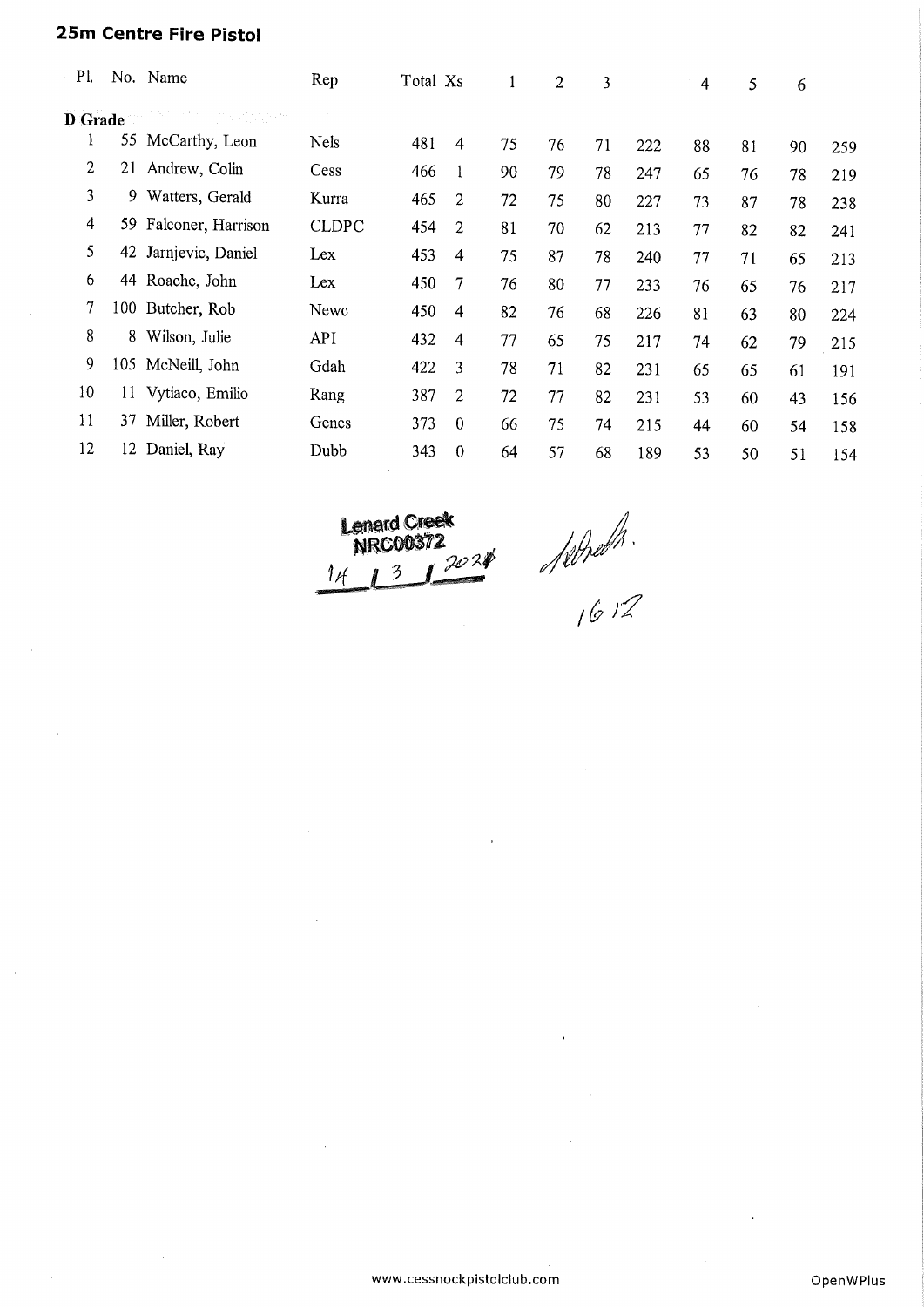## 25m Centre Fire Pistol

| Pl. | No. | Name | Rep | Total | Xs | 1 | 2 | 3 | | 4 | 5 | 6 | |
|---|---|---|---|---|---|---|---|---|---|---|---|---|---|
| **D Grade** | | | | | | | | | | | | | |
| 1 | 55 | McCarthy, Leon | Nels | 481 | 4 | 75 | 76 | 71 | 222 | 88 | 81 | 90 | 259 |
| 2 | 21 | Andrew, Colin | Cess | 466 | 1 | 90 | 79 | 78 | 247 | 65 | 76 | 78 | 219 |
| 3 | 9 | Watters, Gerald | Kurra | 465 | 2 | 72 | 75 | 80 | 227 | 73 | 87 | 78 | 238 |
| 4 | 59 | Falconer, Harrison | CLDPC | 454 | 2 | 81 | 70 | 62 | 213 | 77 | 82 | 82 | 241 |
| 5 | 42 | Jarnjevic, Daniel | Lex | 453 | 4 | 75 | 87 | 78 | 240 | 77 | 71 | 65 | 213 |
| 6 | 44 | Roache, John | Lex | 450 | 7 | 76 | 80 | 77 | 233 | 76 | 65 | 76 | 217 |
| 7 | 100 | Butcher, Rob | Newc | 450 | 4 | 82 | 76 | 68 | 226 | 81 | 63 | 80 | 224 |
| 8 | 8 | Wilson, Julie | API | 432 | 4 | 77 | 65 | 75 | 217 | 74 | 62 | 79 | 215 |
| 9 | 105 | McNeill, John | Gdah | 422 | 3 | 78 | 71 | 82 | 231 | 65 | 65 | 61 | 191 |
| 10 | 11 | Vytiaco, Emilio | Rang | 387 | 2 | 72 | 77 | 82 | 231 | 53 | 60 | 43 | 156 |
| 11 | 37 | Miller, Robert | Genes | 373 | 0 | 66 | 75 | 74 | 215 | 44 | 60 | 54 | 158 |
| 12 | 12 | Daniel, Ray | Dubb | 343 | 0 | 64 | 57 | 68 | 189 | 53 | 50 | 51 | 154 |

Lenard Creek
NRC00372
14 / 3 / 2024

1612

www.cessnockpistolclub.com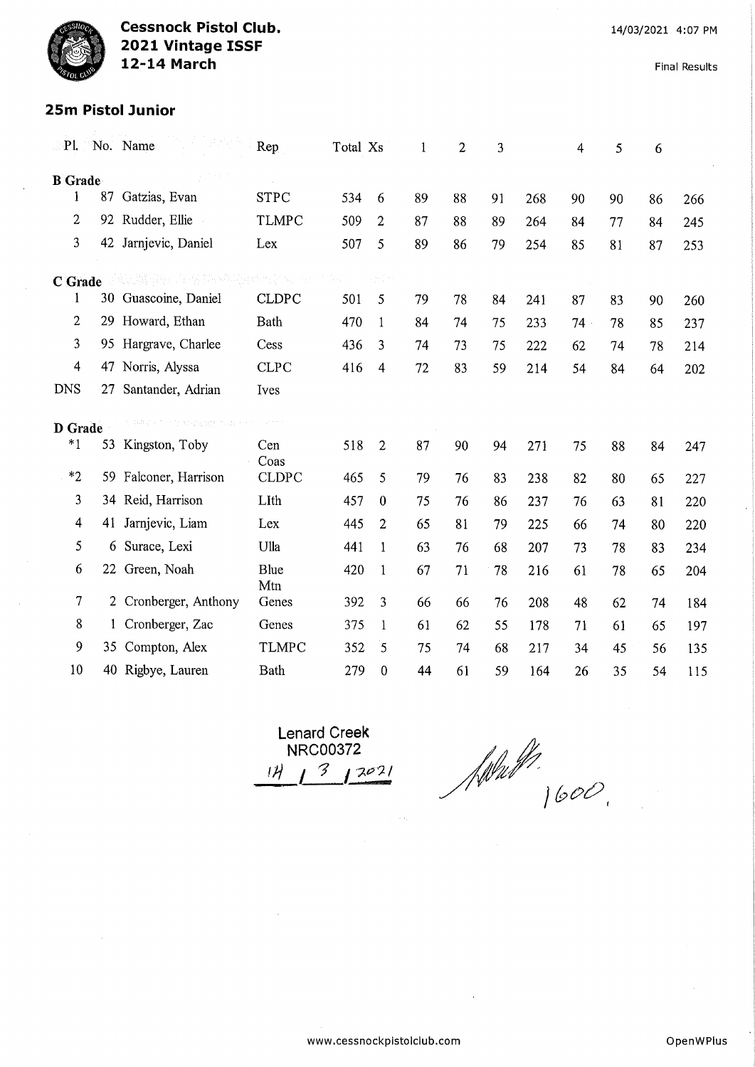# Cessnock Pistol Club.
## 2021 Vintage ISSF
### 12-14 March

14/03/2021 4:07 PM

Final Results

## 25m Pistol Junior

| Pl. | No. | Name | Rep | Total | Xs | 1 | 2 | 3 | | 4 | 5 | 6 | |
|---|---|---|---|---|---|---|---|---|---|---|---|---|---|
| **B Grade** | | | | | | | | | | | | | |
| 1 | 87 | Gatzias, Evan | STPC | 534 | 6 | 89 | 88 | 91 | 268 | 90 | 90 | 86 | 266 |
| 2 | 92 | Rudder, Ellie | TLMPC | 509 | 2 | 87 | 88 | 89 | 264 | 84 | 77 | 84 | 245 |
| 3 | 42 | Jarnjevic, Daniel | Lex | 507 | 5 | 89 | 86 | 79 | 254 | 85 | 81 | 87 | 253 |
| **C Grade** | | | | | | | | | | | | | |
| 1 | 30 | Guascoine, Daniel | CLDPC | 501 | 5 | 79 | 78 | 84 | 241 | 87 | 83 | 90 | 260 |
| 2 | 29 | Howard, Ethan | Bath | 470 | 1 | 84 | 74 | 75 | 233 | 74 | 78 | 85 | 237 |
| 3 | 95 | Hargrave, Charlee | Cess | 436 | 3 | 74 | 73 | 75 | 222 | 62 | 74 | 78 | 214 |
| 4 | 47 | Norris, Alyssa | CLPC | 416 | 4 | 72 | 83 | 59 | 214 | 54 | 84 | 64 | 202 |
| DNS | 27 | Santander, Adrian | Ives | | | | | | | | | | |
| **D Grade** | | | | | | | | | | | | | |
| *1 | 53 | Kingston, Toby | Cen Coas | 518 | 2 | 87 | 90 | 94 | 271 | 75 | 88 | 84 | 247 |
| *2 | 59 | Falconer, Harrison | CLDPC | 465 | 5 | 79 | 76 | 83 | 238 | 82 | 80 | 65 | 227 |
| 3 | 34 | Reid, Harrison | LIth | 457 | 0 | 75 | 76 | 86 | 237 | 76 | 63 | 81 | 220 |
| 4 | 41 | Jarnjevic, Liam | Lex | 445 | 2 | 65 | 81 | 79 | 225 | 66 | 74 | 80 | 220 |
| 5 | 6 | Surace, Lexi | Ulla | 441 | 1 | 63 | 76 | 68 | 207 | 73 | 78 | 83 | 234 |
| 6 | 22 | Green, Noah | Blue Mtn | 420 | 1 | 67 | 71 | 78 | 216 | 61 | 78 | 65 | 204 |
| 7 | 2 | Cronberger, Anthony | Genes | 392 | 3 | 66 | 66 | 76 | 208 | 48 | 62 | 74 | 184 |
| 8 | 1 | Cronberger, Zac | Genes | 375 | 1 | 61 | 62 | 55 | 178 | 71 | 61 | 65 | 197 |
| 9 | 35 | Compton, Alex | TLMPC | 352 | 5 | 75 | 74 | 68 | 217 | 34 | 45 | 56 | 135 |
| 10 | 40 | Rigbye, Lauren | Bath | 279 | 0 | 44 | 61 | 59 | 164 | 26 | 35 | 54 | 115 |

Lenard Creek
NRC00372
14 / 3 / 2021

1600.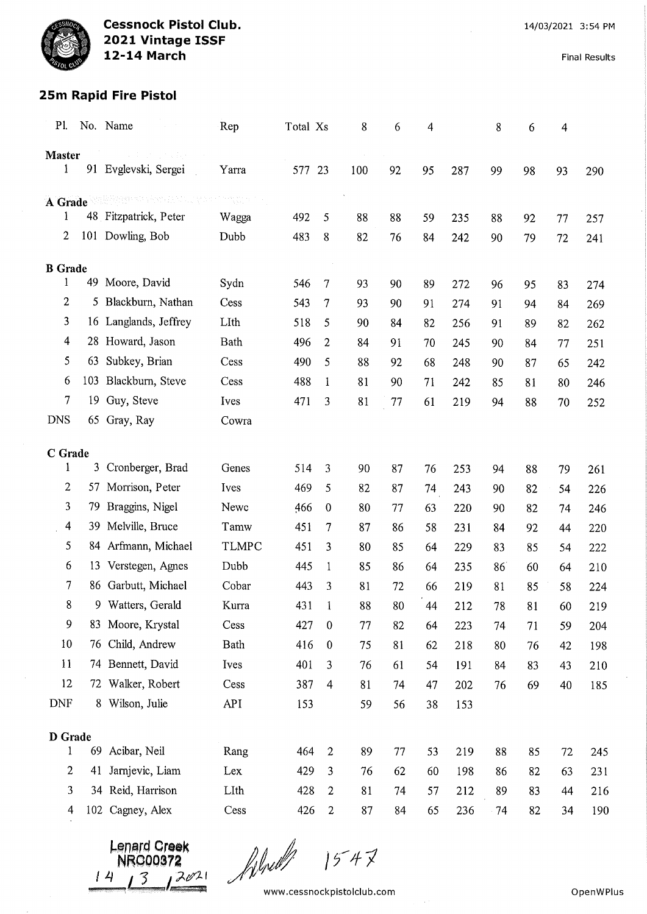**Cessnock Pistol Club.**
**2021 Vintage ISSF**
**12-14 March**

14/03/2021 3:54 PM

Final Results

## 25m Rapid Fire Pistol

| Pl. | No. | Name | Rep | Total | Xs | 8 | 6 | 4 | | 8 | 6 | 4 | |
|---|---|---|---|---|---|---|---|---|---|---|---|---|---|
| **Master** | | | | | | | | | | | | | |
| 1 | 91 | Evglevski, Sergei | Yarra | 577 | 23 | 100 | 92 | 95 | 287 | 99 | 98 | 93 | 290 |
| **A Grade** | | | | | | | | | | | | | |
| 1 | 48 | Fitzpatrick, Peter | Wagga | 492 | 5 | 88 | 88 | 59 | 235 | 88 | 92 | 77 | 257 |
| 2 | 101 | Dowling, Bob | Dubb | 483 | 8 | 82 | 76 | 84 | 242 | 90 | 79 | 72 | 241 |
| **B Grade** | | | | | | | | | | | | | |
| 1 | 49 | Moore, David | Sydn | 546 | 7 | 93 | 90 | 89 | 272 | 96 | 95 | 83 | 274 |
| 2 | 5 | Blackburn, Nathan | Cess | 543 | 7 | 93 | 90 | 91 | 274 | 91 | 94 | 84 | 269 |
| 3 | 16 | Langlands, Jeffrey | LIth | 518 | 5 | 90 | 84 | 82 | 256 | 91 | 89 | 82 | 262 |
| 4 | 28 | Howard, Jason | Bath | 496 | 2 | 84 | 91 | 70 | 245 | 90 | 84 | 77 | 251 |
| 5 | 63 | Subkey, Brian | Cess | 490 | 5 | 88 | 92 | 68 | 248 | 90 | 87 | 65 | 242 |
| 6 | 103 | Blackburn, Steve | Cess | 488 | 1 | 81 | 90 | 71 | 242 | 85 | 81 | 80 | 246 |
| 7 | 19 | Guy, Steve | Ives | 471 | 3 | 81 | 77 | 61 | 219 | 94 | 88 | 70 | 252 |
| DNS | 65 | Gray, Ray | Cowra | | | | | | | | | | |
| **C Grade** | | | | | | | | | | | | | |
| 1 | 3 | Cronberger, Brad | Genes | 514 | 3 | 90 | 87 | 76 | 253 | 94 | 88 | 79 | 261 |
| 2 | 57 | Morrison, Peter | Ives | 469 | 5 | 82 | 87 | 74 | 243 | 90 | 82 | 54 | 226 |
| 3 | 79 | Braggins, Nigel | Newc | 466 | 0 | 80 | 77 | 63 | 220 | 90 | 82 | 74 | 246 |
| 4 | 39 | Melville, Bruce | Tamw | 451 | 7 | 87 | 86 | 58 | 231 | 84 | 92 | 44 | 220 |
| 5 | 84 | Arfmann, Michael | TLMPC | 451 | 3 | 80 | 85 | 64 | 229 | 83 | 85 | 54 | 222 |
| 6 | 13 | Verstegen, Agnes | Dubb | 445 | 1 | 85 | 86 | 64 | 235 | 86 | 60 | 64 | 210 |
| 7 | 86 | Garbutt, Michael | Cobar | 443 | 3 | 81 | 72 | 66 | 219 | 81 | 85 | 58 | 224 |
| 8 | 9 | Watters, Gerald | Kurra | 431 | 1 | 88 | 80 | 44 | 212 | 78 | 81 | 60 | 219 |
| 9 | 83 | Moore, Krystal | Cess | 427 | 0 | 77 | 82 | 64 | 223 | 74 | 71 | 59 | 204 |
| 10 | 76 | Child, Andrew | Bath | 416 | 0 | 75 | 81 | 62 | 218 | 80 | 76 | 42 | 198 |
| 11 | 74 | Bennett, David | Ives | 401 | 3 | 76 | 61 | 54 | 191 | 84 | 83 | 43 | 210 |
| 12 | 72 | Walker, Robert | Cess | 387 | 4 | 81 | 74 | 47 | 202 | 76 | 69 | 40 | 185 |
| DNF | 8 | Wilson, Julie | API | 153 | | 59 | 56 | 38 | 153 | | | | |
| **D Grade** | | | | | | | | | | | | | |
| 1 | 69 | Acibar, Neil | Rang | 464 | 2 | 89 | 77 | 53 | 219 | 88 | 85 | 72 | 245 |
| 2 | 41 | Jarnjevic, Liam | Lex | 429 | 3 | 76 | 62 | 60 | 198 | 86 | 82 | 63 | 231 |
| 3 | 34 | Reid, Harrison | LIth | 428 | 2 | 81 | 74 | 57 | 212 | 89 | 83 | 44 | 216 |
| 4 | 102 | Cagney, Alex | Cess | 426 | 2 | 87 | 84 | 65 | 236 | 74 | 82 | 34 | 190 |

Lenard Creek
NRC00372
14 / 3 / 2021

1547

www.cessnockpistolclub.com

OpenWPlus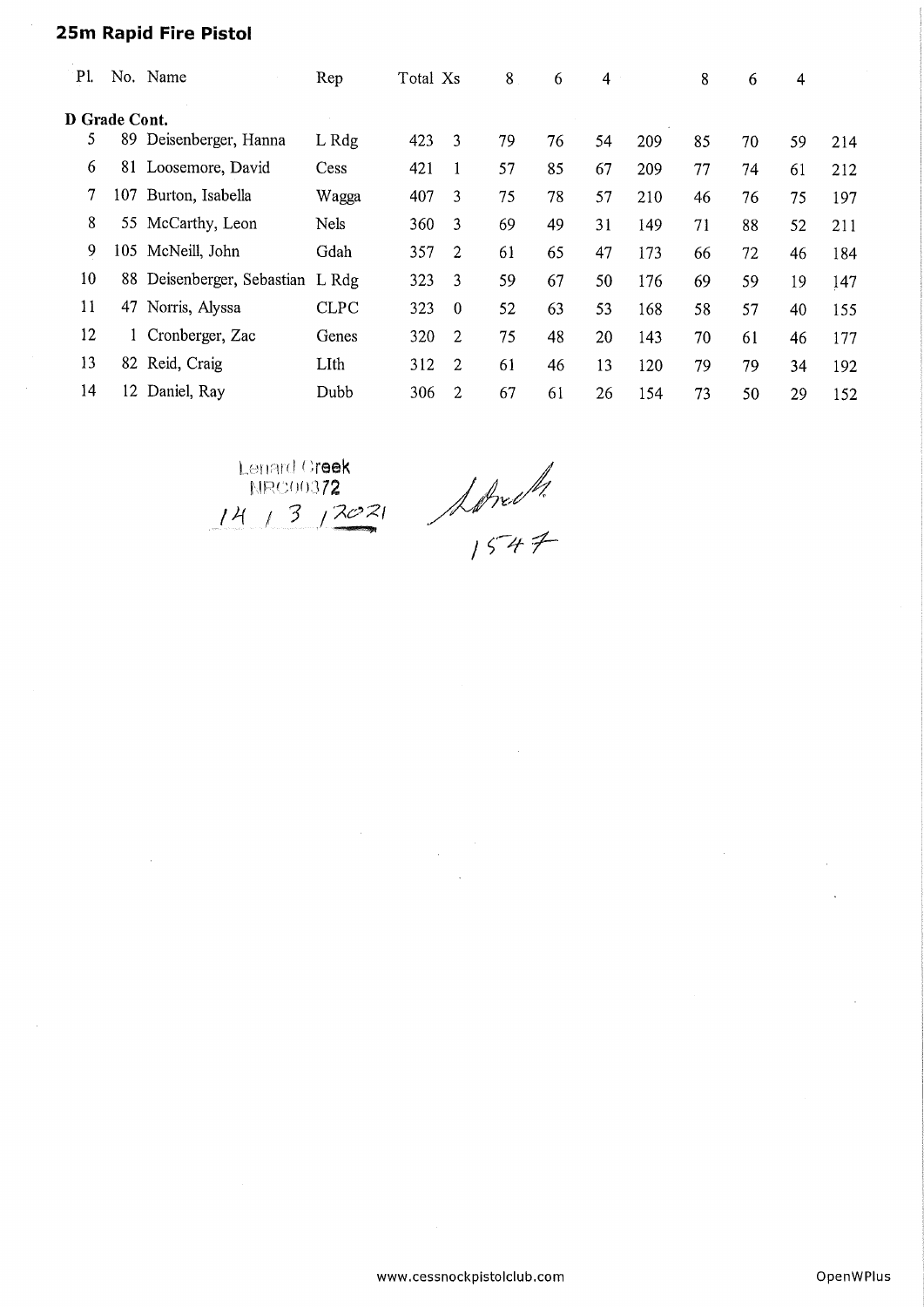## 25m Rapid Fire Pistol

| Pl. | No. | Name | Rep | Total | Xs | 8 | 6 | 4 | | 8 | 6 | 4 | |
|---|---|---|---|---|---|---|---|---|---|---|---|---|---|
| **D Grade Cont.** | | | | | | | | | | | | | |
| 5 | 89 | Deisenberger, Hanna | L Rdg | 423 | 3 | 79 | 76 | 54 | 209 | 85 | 70 | 59 | 214 |
| 6 | 81 | Loosemore, David | Cess | 421 | 1 | 57 | 85 | 67 | 209 | 77 | 74 | 61 | 212 |
| 7 | 107 | Burton, Isabella | Wagga | 407 | 3 | 75 | 78 | 57 | 210 | 46 | 76 | 75 | 197 |
| 8 | 55 | McCarthy, Leon | Nels | 360 | 3 | 69 | 49 | 31 | 149 | 71 | 88 | 52 | 211 |
| 9 | 105 | McNeill, John | Gdah | 357 | 2 | 61 | 65 | 47 | 173 | 66 | 72 | 46 | 184 |
| 10 | 88 | Deisenberger, Sebastian | L Rdg | 323 | 3 | 59 | 67 | 50 | 176 | 69 | 59 | 19 | 147 |
| 11 | 47 | Norris, Alyssa | CLPC | 323 | 0 | 52 | 63 | 53 | 168 | 58 | 57 | 40 | 155 |
| 12 | 1 | Cronberger, Zac | Genes | 320 | 2 | 75 | 48 | 20 | 143 | 70 | 61 | 46 | 177 |
| 13 | 82 | Reid, Craig | LIth | 312 | 2 | 61 | 46 | 13 | 120 | 79 | 79 | 34 | 192 |
| 14 | 12 | Daniel, Ray | Dubb | 306 | 2 | 67 | 61 | 26 | 154 | 73 | 50 | 29 | 152 |

Lenard Creek
NRC00372
14 / 3 / 2021

1547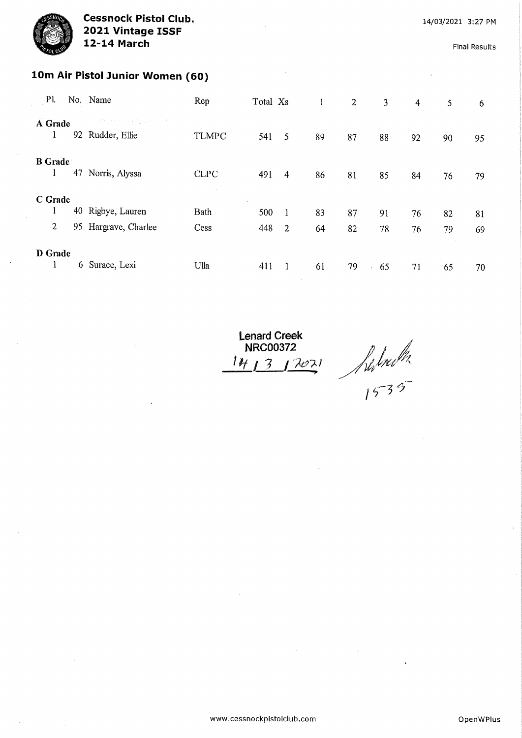**Cessnock Pistol Club.**
**2021 Vintage ISSF**
**12-14 March**

14/03/2021 3:27 PM

Final Results

## 10m Air Pistol Junior Women (60)

| Pl. | No. | Name | Rep | Total | Xs | 1 | 2 | 3 | 4 | 5 | 6 |
|---|---|---|---|---|---|---|---|---|---|---|---|
| **A Grade** | | | | | | | | | | | |
| 1 | 92 | Rudder, Ellie | TLMPC | 541 | 5 | 89 | 87 | 88 | 92 | 90 | 95 |
| **B Grade** | | | | | | | | | | | |
| 1 | 47 | Norris, Alyssa | CLPC | 491 | 4 | 86 | 81 | 85 | 84 | 76 | 79 |
| **C Grade** | | | | | | | | | | | |
| 1 | 40 | Rigbye, Lauren | Bath | 500 | 1 | 83 | 87 | 91 | 76 | 82 | 81 |
| 2 | 95 | Hargrave, Charlee | Cess | 448 | 2 | 64 | 82 | 78 | 76 | 79 | 69 |
| **D Grade** | | | | | | | | | | | |
| 1 | 6 | Surace, Lexi | Ulla | 411 | 1 | 61 | 79 | 65 | 71 | 65 | 70 |

**Lenard Creek**
**NRC00372**
14 / 3 / 2021

1535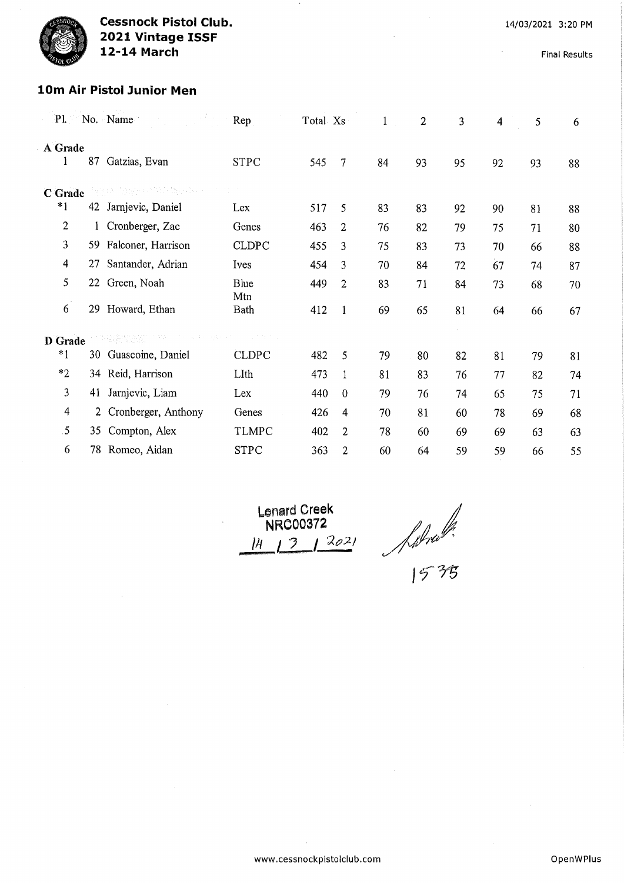**Cessnock Pistol Club.**
**2021 Vintage ISSF**
**12-14 March**

14/03/2021 3:20 PM

Final Results

### 10m Air Pistol Junior Men

| Pl. | No. | Name | Rep | Total | Xs | 1 | 2 | 3 | 4 | 5 | 6 |
|---|---|---|---|---|---|---|---|---|---|---|---|
| **A Grade** | | | | | | | | | | | |
| 1 | 87 | Gatzias, Evan | STPC | 545 | 7 | 84 | 93 | 95 | 92 | 93 | 88 |
| **C Grade** | | | | | | | | | | | |
| *1 | 42 | Jarnjevic, Daniel | Lex | 517 | 5 | 83 | 83 | 92 | 90 | 81 | 88 |
| 2 | 1 | Cronberger, Zac | Genes | 463 | 2 | 76 | 82 | 79 | 75 | 71 | 80 |
| 3 | 59 | Falconer, Harrison | CLDPC | 455 | 3 | 75 | 83 | 73 | 70 | 66 | 88 |
| 4 | 27 | Santander, Adrian | Ives | 454 | 3 | 70 | 84 | 72 | 67 | 74 | 87 |
| 5 | 22 | Green, Noah | Blue Mtn | 449 | 2 | 83 | 71 | 84 | 73 | 68 | 70 |
| 6 | 29 | Howard, Ethan | Bath | 412 | 1 | 69 | 65 | 81 | 64 | 66 | 67 |
| **D Grade** | | | | | | | | | | | |
| *1 | 30 | Guascoine, Daniel | CLDPC | 482 | 5 | 79 | 80 | 82 | 81 | 79 | 81 |
| *2 | 34 | Reid, Harrison | LIth | 473 | 1 | 81 | 83 | 76 | 77 | 82 | 74 |
| 3 | 41 | Jarnjevic, Liam | Lex | 440 | 0 | 79 | 76 | 74 | 65 | 75 | 71 |
| 4 | 2 | Cronberger, Anthony | Genes | 426 | 4 | 70 | 81 | 60 | 78 | 69 | 68 |
| 5 | 35 | Compton, Alex | TLMPC | 402 | 2 | 78 | 60 | 69 | 69 | 63 | 63 |
| 6 | 78 | Romeo, Aidan | STPC | 363 | 2 | 60 | 64 | 59 | 59 | 66 | 55 |

Lenard Creek
NRC00372
14 / 3 / 2021

1535

www.cessnockpistolclub.com

OpenWPlus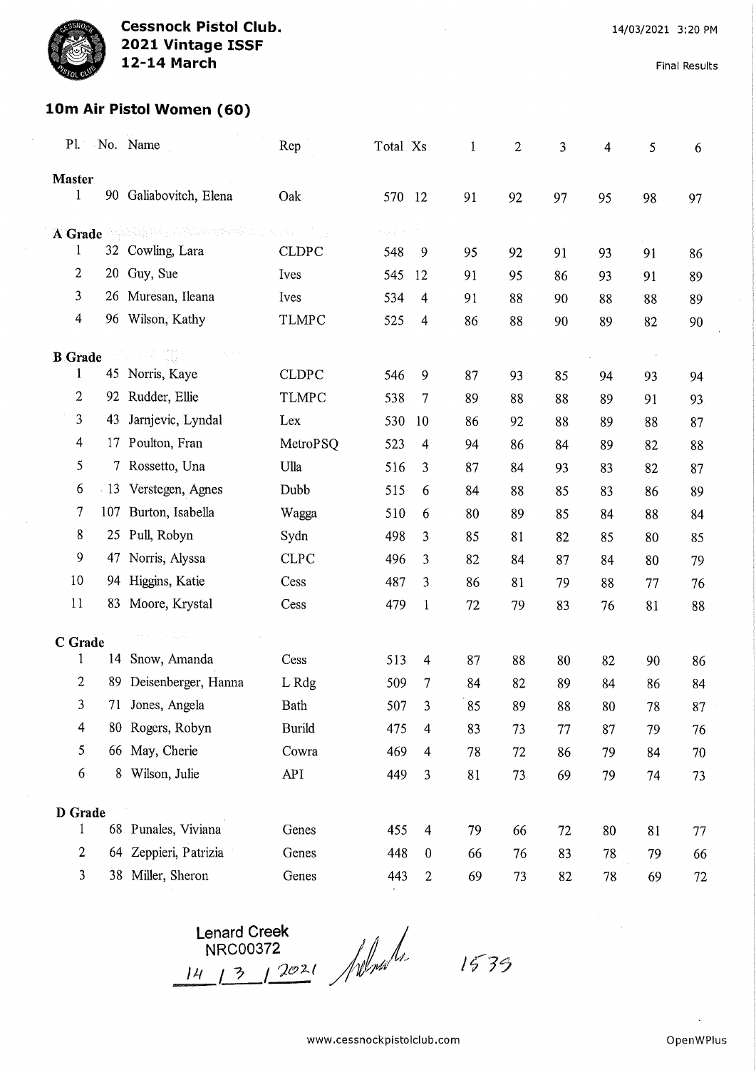**Cessnock Pistol Club.**
**2021 Vintage ISSF**
**12-14 March**

14/03/2021 3:20 PM

Final Results

## 10m Air Pistol Women (60)

| Pl. | No. | Name | Rep | Total | Xs | 1 | 2 | 3 | 4 | 5 | 6 |
|---|---|---|---|---|---|---|---|---|---|---|---|
| **Master** | | | | | | | | | | | |
| 1 | 90 | Galiabovitch, Elena | Oak | 570 | 12 | 91 | 92 | 97 | 95 | 98 | 97 |
| **A Grade** | | | | | | | | | | | |
| 1 | 32 | Cowling, Lara | CLDPC | 548 | 9 | 95 | 92 | 91 | 93 | 91 | 86 |
| 2 | 20 | Guy, Sue | Ives | 545 | 12 | 91 | 95 | 86 | 93 | 91 | 89 |
| 3 | 26 | Muresan, Ileana | Ives | 534 | 4 | 91 | 88 | 90 | 88 | 88 | 89 |
| 4 | 96 | Wilson, Kathy | TLMPC | 525 | 4 | 86 | 88 | 90 | 89 | 82 | 90 |
| **B Grade** | | | | | | | | | | | |
| 1 | 45 | Norris, Kaye | CLDPC | 546 | 9 | 87 | 93 | 85 | 94 | 93 | 94 |
| 2 | 92 | Rudder, Ellie | TLMPC | 538 | 7 | 89 | 88 | 88 | 89 | 91 | 93 |
| 3 | 43 | Jarnjevic, Lyndal | Lex | 530 | 10 | 86 | 92 | 88 | 89 | 88 | 87 |
| 4 | 17 | Poulton, Fran | MetroPSQ | 523 | 4 | 94 | 86 | 84 | 89 | 82 | 88 |
| 5 | 7 | Rossetto, Una | Ulla | 516 | 3 | 87 | 84 | 93 | 83 | 82 | 87 |
| 6 | 13 | Verstegen, Agnes | Dubb | 515 | 6 | 84 | 88 | 85 | 83 | 86 | 89 |
| 7 | 107 | Burton, Isabella | Wagga | 510 | 6 | 80 | 89 | 85 | 84 | 88 | 84 |
| 8 | 25 | Pull, Robyn | Sydn | 498 | 3 | 85 | 81 | 82 | 85 | 80 | 85 |
| 9 | 47 | Norris, Alyssa | CLPC | 496 | 3 | 82 | 84 | 87 | 84 | 80 | 79 |
| 10 | 94 | Higgins, Katie | Cess | 487 | 3 | 86 | 81 | 79 | 88 | 77 | 76 |
| 11 | 83 | Moore, Krystal | Cess | 479 | 1 | 72 | 79 | 83 | 76 | 81 | 88 |
| **C Grade** | | | | | | | | | | | |
| 1 | 14 | Snow, Amanda | Cess | 513 | 4 | 87 | 88 | 80 | 82 | 90 | 86 |
| 2 | 89 | Deisenberger, Hanna | L Rdg | 509 | 7 | 84 | 82 | 89 | 84 | 86 | 84 |
| 3 | 71 | Jones, Angela | Bath | 507 | 3 | 85 | 89 | 88 | 80 | 78 | 87 |
| 4 | 80 | Rogers, Robyn | Burild | 475 | 4 | 83 | 73 | 77 | 87 | 79 | 76 |
| 5 | 66 | May, Cherie | Cowra | 469 | 4 | 78 | 72 | 86 | 79 | 84 | 70 |
| 6 | 8 | Wilson, Julie | API | 449 | 3 | 81 | 73 | 69 | 79 | 74 | 73 |
| **D Grade** | | | | | | | | | | | |
| 1 | 68 | Punales, Viviana | Genes | 455 | 4 | 79 | 66 | 72 | 80 | 81 | 77 |
| 2 | 64 | Zeppieri, Patrizia | Genes | 448 | 0 | 66 | 76 | 83 | 78 | 79 | 66 |
| 3 | 38 | Miller, Sheron | Genes | 443 | 2 | 69 | 73 | 82 | 78 | 69 | 72 |

Lenard Creek
NRC00372
14 / 3 / 2021 1535

www.cessnockpistolclub.com

OpenWPlus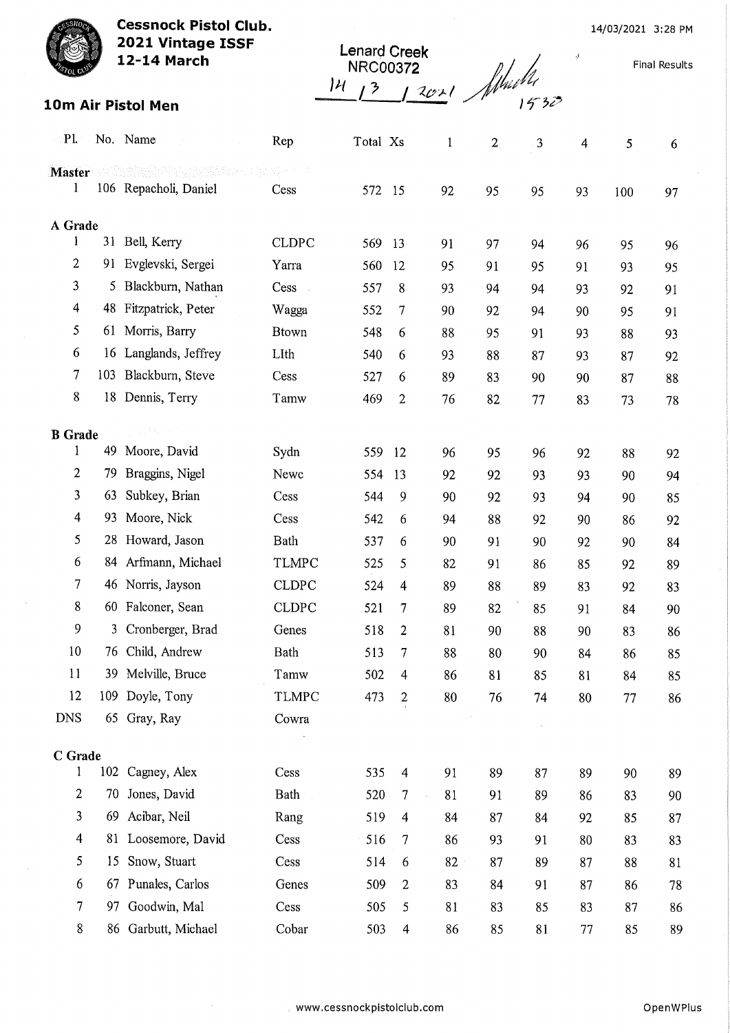**Cessnock Pistol Club.**
**2021 Vintage ISSF**
**12-14 March**

14/03/2021 3:28 PM

Lenard Creek
NRC00372
14 / 3 / 2021 15323

Final Results

## 10m Air Pistol Men

| Pl. | No. | Name | Rep | Total | Xs | 1 | 2 | 3 | 4 | 5 | 6 |
|---|---|---|---|---|---|---|---|---|---|---|---|
| **Master** | | | | | | | | | | | |
| 1 | 106 | Repacholi, Daniel | Cess | 572 | 15 | 92 | 95 | 95 | 93 | 100 | 97 |
| **A Grade** | | | | | | | | | | | |
| 1 | 31 | Bell, Kerry | CLDPC | 569 | 13 | 91 | 97 | 94 | 96 | 95 | 96 |
| 2 | 91 | Evglevski, Sergei | Yarra | 560 | 12 | 95 | 91 | 95 | 91 | 93 | 95 |
| 3 | 5 | Blackburn, Nathan | Cess | 557 | 8 | 93 | 94 | 94 | 93 | 92 | 91 |
| 4 | 48 | Fitzpatrick, Peter | Wagga | 552 | 7 | 90 | 92 | 94 | 90 | 95 | 91 |
| 5 | 61 | Morris, Barry | Btown | 548 | 6 | 88 | 95 | 91 | 93 | 88 | 93 |
| 6 | 16 | Langlands, Jeffrey | LIth | 540 | 6 | 93 | 88 | 87 | 93 | 87 | 92 |
| 7 | 103 | Blackburn, Steve | Cess | 527 | 6 | 89 | 83 | 90 | 90 | 87 | 88 |
| 8 | 18 | Dennis, Terry | Tamw | 469 | 2 | 76 | 82 | 77 | 83 | 73 | 78 |
| **B Grade** | | | | | | | | | | | |
| 1 | 49 | Moore, David | Sydn | 559 | 12 | 96 | 95 | 96 | 92 | 88 | 92 |
| 2 | 79 | Braggins, Nigel | Newc | 554 | 13 | 92 | 92 | 93 | 93 | 90 | 94 |
| 3 | 63 | Subkey, Brian | Cess | 544 | 9 | 90 | 92 | 93 | 94 | 90 | 85 |
| 4 | 93 | Moore, Nick | Cess | 542 | 6 | 94 | 88 | 92 | 90 | 86 | 92 |
| 5 | 28 | Howard, Jason | Bath | 537 | 6 | 90 | 91 | 90 | 92 | 90 | 84 |
| 6 | 84 | Arfmann, Michael | TLMPC | 525 | 5 | 82 | 91 | 86 | 85 | 92 | 89 |
| 7 | 46 | Norris, Jayson | CLDPC | 524 | 4 | 89 | 88 | 89 | 83 | 92 | 83 |
| 8 | 60 | Falconer, Sean | CLDPC | 521 | 7 | 89 | 82 | 85 | 91 | 84 | 90 |
| 9 | 3 | Cronberger, Brad | Genes | 518 | 2 | 81 | 90 | 88 | 90 | 83 | 86 |
| 10 | 76 | Child, Andrew | Bath | 513 | 7 | 88 | 80 | 90 | 84 | 86 | 85 |
| 11 | 39 | Melville, Bruce | Tamw | 502 | 4 | 86 | 81 | 85 | 81 | 84 | 85 |
| 12 | 109 | Doyle, Tony | TLMPC | 473 | 2 | 80 | 76 | 74 | 80 | 77 | 86 |
| DNS | 65 | Gray, Ray | Cowra | | | | | | | | |
| **C Grade** | | | | | | | | | | | |
| 1 | 102 | Cagney, Alex | Cess | 535 | 4 | 91 | 89 | 87 | 89 | 90 | 89 |
| 2 | 70 | Jones, David | Bath | 520 | 7 | 81 | 91 | 89 | 86 | 83 | 90 |
| 3 | 69 | Acibar, Neil | Rang | 519 | 4 | 84 | 87 | 84 | 92 | 85 | 87 |
| 4 | 81 | Loosemore, David | Cess | 516 | 7 | 86 | 93 | 91 | 80 | 83 | 83 |
| 5 | 15 | Snow, Stuart | Cess | 514 | 6 | 82 | 87 | 89 | 87 | 88 | 81 |
| 6 | 67 | Punales, Carlos | Genes | 509 | 2 | 83 | 84 | 91 | 87 | 86 | 78 |
| 7 | 97 | Goodwin, Mal | Cess | 505 | 5 | 81 | 83 | 85 | 83 | 87 | 86 |
| 8 | 86 | Garbutt, Michael | Cobar | 503 | 4 | 86 | 85 | 81 | 77 | 85 | 89 |

www.cessnockpistolclub.com OpenWPlus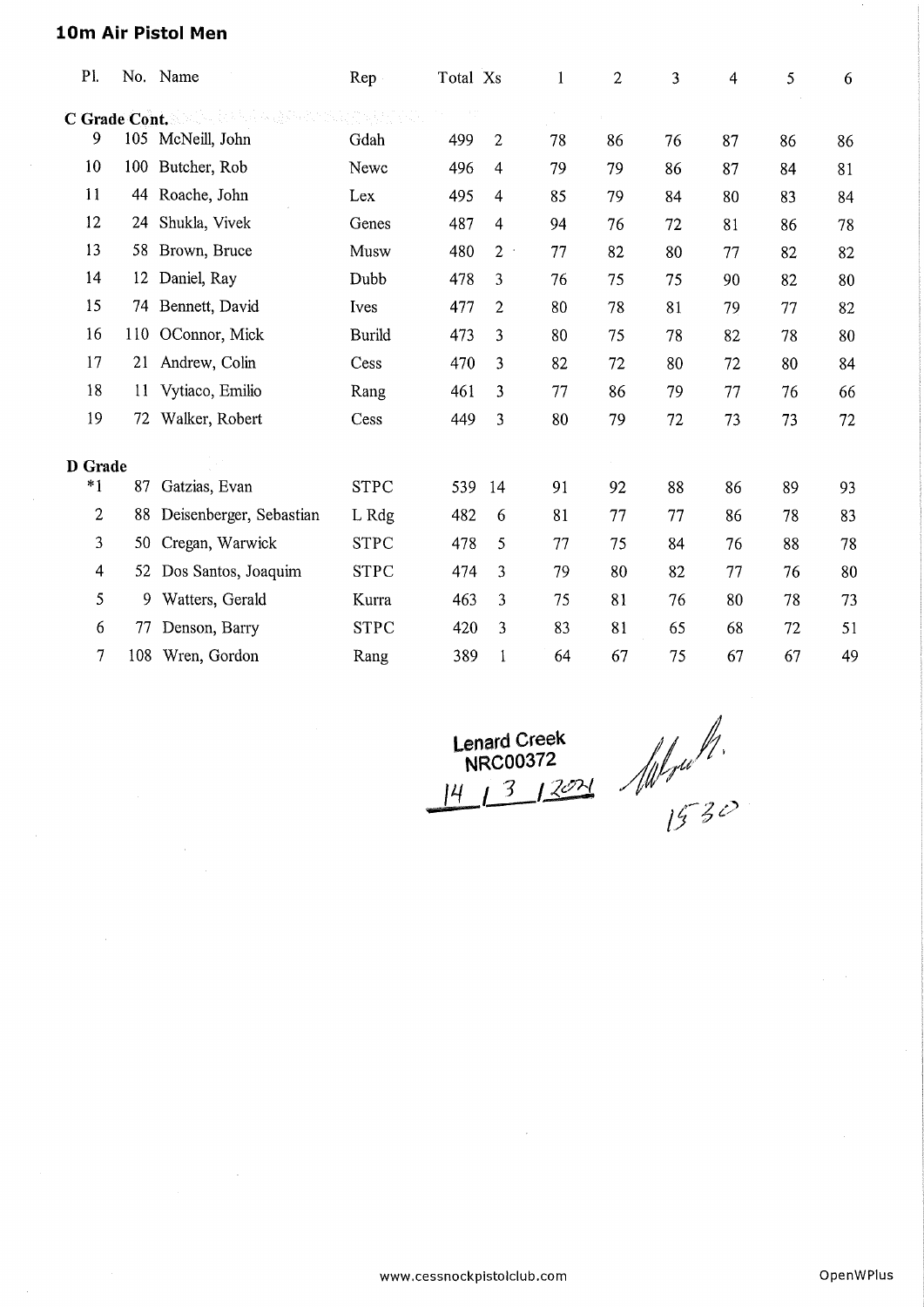## 10m Air Pistol Men

| Pl. | No. | Name | Rep | Total | Xs | 1 | 2 | 3 | 4 | 5 | 6 |
|---|---|---|---|---|---|---|---|---|---|---|---|
| **C Grade Cont.** | | | | | | | | | | | |
| 9 | 105 | McNeill, John | Gdah | 499 | 2 | 78 | 86 | 76 | 87 | 86 | 86 |
| 10 | 100 | Butcher, Rob | Newc | 496 | 4 | 79 | 79 | 86 | 87 | 84 | 81 |
| 11 | 44 | Roache, John | Lex | 495 | 4 | 85 | 79 | 84 | 80 | 83 | 84 |
| 12 | 24 | Shukla, Vivek | Genes | 487 | 4 | 94 | 76 | 72 | 81 | 86 | 78 |
| 13 | 58 | Brown, Bruce | Musw | 480 | 2 | 77 | 82 | 80 | 77 | 82 | 82 |
| 14 | 12 | Daniel, Ray | Dubb | 478 | 3 | 76 | 75 | 75 | 90 | 82 | 80 |
| 15 | 74 | Bennett, David | Ives | 477 | 2 | 80 | 78 | 81 | 79 | 77 | 82 |
| 16 | 110 | OConnor, Mick | Burild | 473 | 3 | 80 | 75 | 78 | 82 | 78 | 80 |
| 17 | 21 | Andrew, Colin | Cess | 470 | 3 | 82 | 72 | 80 | 72 | 80 | 84 |
| 18 | 11 | Vytiaco, Emilio | Rang | 461 | 3 | 77 | 86 | 79 | 77 | 76 | 66 |
| 19 | 72 | Walker, Robert | Cess | 449 | 3 | 80 | 79 | 72 | 73 | 73 | 72 |
| **D Grade** | | | | | | | | | | | |
| *1 | 87 | Gatzias, Evan | STPC | 539 | 14 | 91 | 92 | 88 | 86 | 89 | 93 |
| 2 | 88 | Deisenberger, Sebastian | L Rdg | 482 | 6 | 81 | 77 | 77 | 86 | 78 | 83 |
| 3 | 50 | Cregan, Warwick | STPC | 478 | 5 | 77 | 75 | 84 | 76 | 88 | 78 |
| 4 | 52 | Dos Santos, Joaquim | STPC | 474 | 3 | 79 | 80 | 82 | 77 | 76 | 80 |
| 5 | 9 | Watters, Gerald | Kurra | 463 | 3 | 75 | 81 | 76 | 80 | 78 | 73 |
| 6 | 77 | Denson, Barry | STPC | 420 | 3 | 83 | 81 | 65 | 68 | 72 | 51 |
| 7 | 108 | Wren, Gordon | Rang | 389 | 1 | 64 | 67 | 75 | 67 | 67 | 49 |

Lenard Creek
NRC00372
14 / 3 / 2024

1530

www.cessnockpistolclub.com

OpenWPlus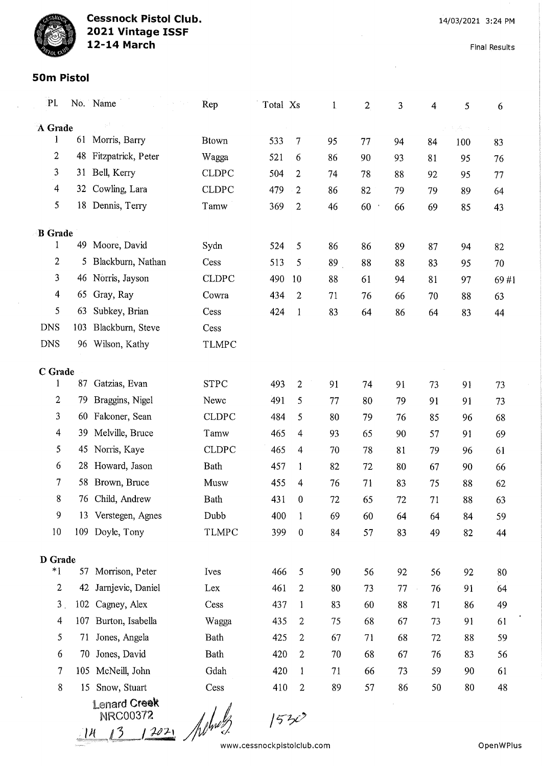**Cessnock Pistol Club.**
**2021 Vintage ISSF**
**12-14 March**

14/03/2021 3:24 PM

Final Results

## 50m Pistol

| Pl. | No. | Name | Rep | Total | Xs | 1 | 2 | 3 | 4 | 5 | 6 |
|---|---|---|---|---|---|---|---|---|---|---|---|
| **A Grade** | | | | | | | | | | | |
| 1 | 61 | Morris, Barry | Btown | 533 | 7 | 95 | 77 | 94 | 84 | 100 | 83 |
| 2 | 48 | Fitzpatrick, Peter | Wagga | 521 | 6 | 86 | 90 | 93 | 81 | 95 | 76 |
| 3 | 31 | Bell, Kerry | CLDPC | 504 | 2 | 74 | 78 | 88 | 92 | 95 | 77 |
| 4 | 32 | Cowling, Lara | CLDPC | 479 | 2 | 86 | 82 | 79 | 79 | 89 | 64 |
| 5 | 18 | Dennis, Terry | Tamw | 369 | 2 | 46 | 60 | 66 | 69 | 85 | 43 |
| **B Grade** | | | | | | | | | | | |
| 1 | 49 | Moore, David | Sydn | 524 | 5 | 86 | 86 | 89 | 87 | 94 | 82 |
| 2 | 5 | Blackburn, Nathan | Cess | 513 | 5 | 89 | 88 | 88 | 83 | 95 | 70 |
| 3 | 46 | Norris, Jayson | CLDPC | 490 | 10 | 88 | 61 | 94 | 81 | 97 | 69 #1 |
| 4 | 65 | Gray, Ray | Cowra | 434 | 2 | 71 | 76 | 66 | 70 | 88 | 63 |
| 5 | 63 | Subkey, Brian | Cess | 424 | 1 | 83 | 64 | 86 | 64 | 83 | 44 |
| DNS | 103 | Blackburn, Steve | Cess | | | | | | | | |
| DNS | 96 | Wilson, Kathy | TLMPC | | | | | | | | |
| **C Grade** | | | | | | | | | | | |
| 1 | 87 | Gatzias, Evan | STPC | 493 | 2 | 91 | 74 | 91 | 73 | 91 | 73 |
| 2 | 79 | Braggins, Nigel | Newc | 491 | 5 | 77 | 80 | 79 | 91 | 91 | 73 |
| 3 | 60 | Falconer, Sean | CLDPC | 484 | 5 | 80 | 79 | 76 | 85 | 96 | 68 |
| 4 | 39 | Melville, Bruce | Tamw | 465 | 4 | 93 | 65 | 90 | 57 | 91 | 69 |
| 5 | 45 | Norris, Kaye | CLDPC | 465 | 4 | 70 | 78 | 81 | 79 | 96 | 61 |
| 6 | 28 | Howard, Jason | Bath | 457 | 1 | 82 | 72 | 80 | 67 | 90 | 66 |
| 7 | 58 | Brown, Bruce | Musw | 455 | 4 | 76 | 71 | 83 | 75 | 88 | 62 |
| 8 | 76 | Child, Andrew | Bath | 431 | 0 | 72 | 65 | 72 | 71 | 88 | 63 |
| 9 | 13 | Verstegen, Agnes | Dubb | 400 | 1 | 69 | 60 | 64 | 64 | 84 | 59 |
| 10 | 109 | Doyle, Tony | TLMPC | 399 | 0 | 84 | 57 | 83 | 49 | 82 | 44 |
| **D Grade** | | | | | | | | | | | |
| *1 | 57 | Morrison, Peter | Ives | 466 | 5 | 90 | 56 | 92 | 56 | 92 | 80 |
| 2 | 42 | Jarnjevic, Daniel | Lex | 461 | 2 | 80 | 73 | 77 | 76 | 91 | 64 |
| 3 | 102 | Cagney, Alex | Cess | 437 | 1 | 83 | 60 | 88 | 71 | 86 | 49 |
| 4 | 107 | Burton, Isabella | Wagga | 435 | 2 | 75 | 68 | 67 | 73 | 91 | 61 |
| 5 | 71 | Jones, Angela | Bath | 425 | 2 | 67 | 71 | 68 | 72 | 88 | 59 |
| 6 | 70 | Jones, David | Bath | 420 | 2 | 70 | 68 | 67 | 76 | 83 | 56 |
| 7 | 105 | McNeill, John | Gdah | 420 | 1 | 71 | 66 | 73 | 59 | 90 | 61 |
| 8 | 15 | Snow, Stuart | Cess | 410 | 2 | 89 | 57 | 86 | 50 | 80 | 48 |

Lenard Creek
NRC00372
14 / 3 / 2021 1530

www.cessnockpistolclub.com

OpenWPlus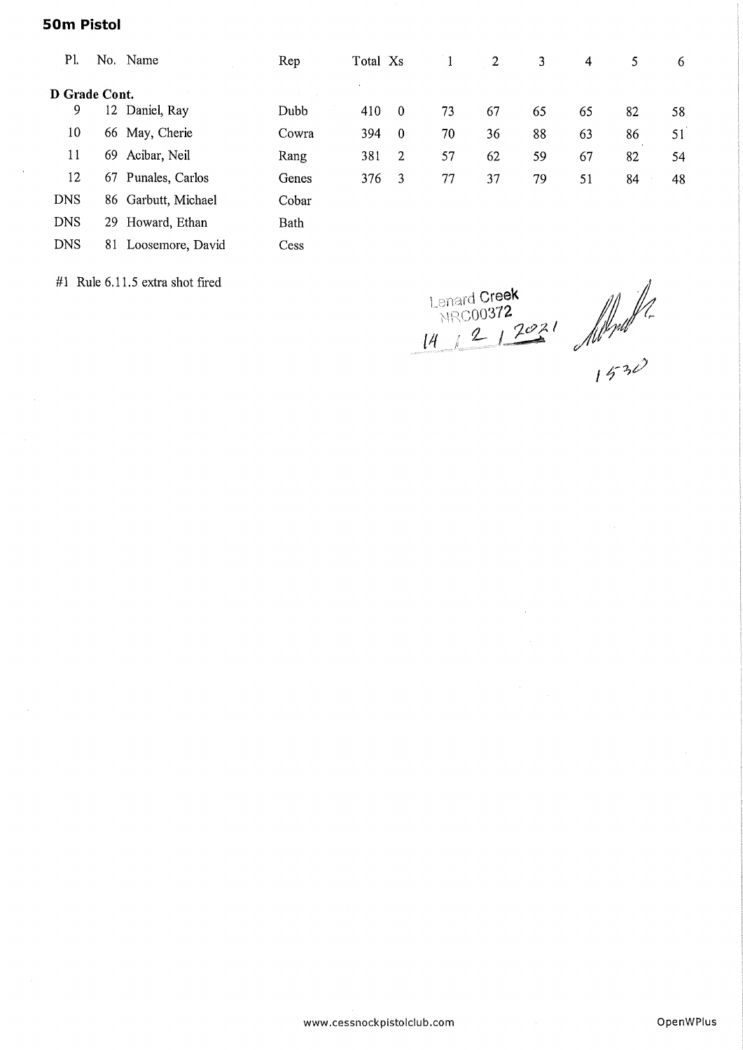## 50m Pistol

| Pl. | No. | Name | Rep | Total | Xs | 1 | 2 | 3 | 4 | 5 | 6 |
|---|---|---|---|---|---|---|---|---|---|---|---|
| **D Grade Cont.** | | | | | | | | | | | |
| 9 | 12 | Daniel, Ray | Dubb | 410 | 0 | 73 | 67 | 65 | 65 | 82 | 58 |
| 10 | 66 | May, Cherie | Cowra | 394 | 0 | 70 | 36 | 88 | 63 | 86 | 51 |
| 11 | 69 | Acibar, Neil | Rang | 381 | 2 | 57 | 62 | 59 | 67 | 82 | 54 |
| 12 | 67 | Punales, Carlos | Genes | 376 | 3 | 77 | 37 | 79 | 51 | 84 | 48 |
| DNS | 86 | Garbutt, Michael | Cobar | | | | | | | | |
| DNS | 29 | Howard, Ethan | Bath | | | | | | | | |
| DNS | 81 | Loosemore, David | Cess | | | | | | | | |

#1 Rule 6.11.5 extra shot fired

Lenard Creek
NRC00372
14 / 2 / 2021
1530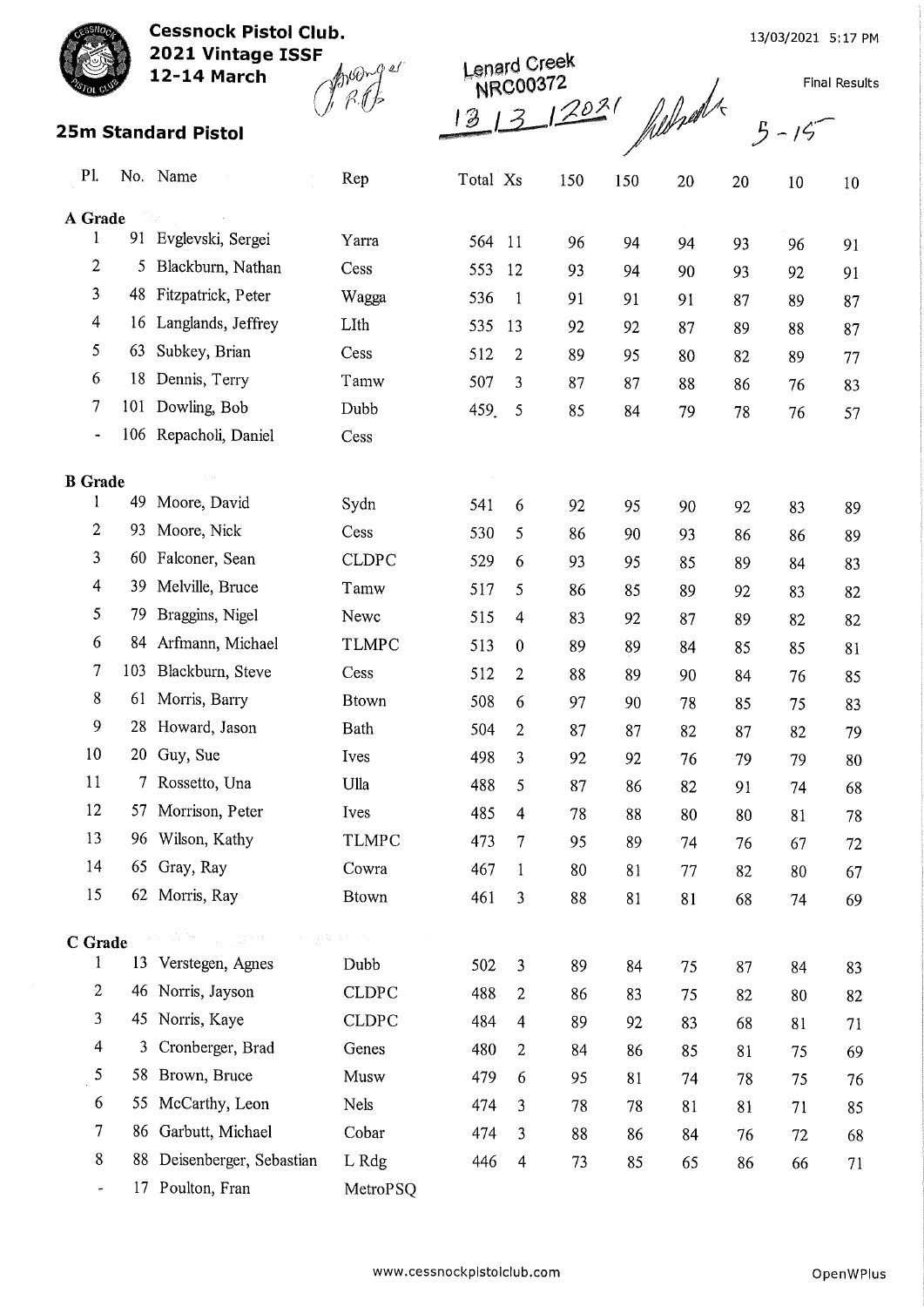**Cessnock Pistol Club.**
**2021 Vintage ISSF**
**12-14 March**

13/03/2021 5:17 PM

Lenard Creek
NRC00372
13/3/2021

5-15

Final Results

## 25m Standard Pistol

| Pl. | No. | Name | Rep | Total | Xs | 150 | 150 | 20 | 20 | 10 | 10 |
|---|---|---|---|---|---|---|---|---|---|---|---|
| **A Grade** | | | | | | | | | | | |
| 1 | 91 | Evglevski, Sergei | Yarra | 564 | 11 | 96 | 94 | 94 | 93 | 96 | 91 |
| 2 | 5 | Blackburn, Nathan | Cess | 553 | 12 | 93 | 94 | 90 | 93 | 92 | 91 |
| 3 | 48 | Fitzpatrick, Peter | Wagga | 536 | 1 | 91 | 91 | 91 | 87 | 89 | 87 |
| 4 | 16 | Langlands, Jeffrey | LIth | 535 | 13 | 92 | 92 | 87 | 89 | 88 | 87 |
| 5 | 63 | Subkey, Brian | Cess | 512 | 2 | 89 | 95 | 80 | 82 | 89 | 77 |
| 6 | 18 | Dennis, Terry | Tamw | 507 | 3 | 87 | 87 | 88 | 86 | 76 | 83 |
| 7 | 101 | Dowling, Bob | Dubb | 459 | 5 | 85 | 84 | 79 | 78 | 76 | 57 |
| - | 106 | Repacholi, Daniel | Cess | | | | | | | | |
| **B Grade** | | | | | | | | | | | |
| 1 | 49 | Moore, David | Sydn | 541 | 6 | 92 | 95 | 90 | 92 | 83 | 89 |
| 2 | 93 | Moore, Nick | Cess | 530 | 5 | 86 | 90 | 93 | 86 | 86 | 89 |
| 3 | 60 | Falconer, Sean | CLDPC | 529 | 6 | 93 | 95 | 85 | 89 | 84 | 83 |
| 4 | 39 | Melville, Bruce | Tamw | 517 | 5 | 86 | 85 | 89 | 92 | 83 | 82 |
| 5 | 79 | Braggins, Nigel | Newc | 515 | 4 | 83 | 92 | 87 | 89 | 82 | 82 |
| 6 | 84 | Arfmann, Michael | TLMPC | 513 | 0 | 89 | 89 | 84 | 85 | 85 | 81 |
| 7 | 103 | Blackburn, Steve | Cess | 512 | 2 | 88 | 89 | 90 | 84 | 76 | 85 |
| 8 | 61 | Morris, Barry | Btown | 508 | 6 | 97 | 90 | 78 | 85 | 75 | 83 |
| 9 | 28 | Howard, Jason | Bath | 504 | 2 | 87 | 87 | 82 | 87 | 82 | 79 |
| 10 | 20 | Guy, Sue | Ives | 498 | 3 | 92 | 92 | 76 | 79 | 79 | 80 |
| 11 | 7 | Rossetto, Una | Ulla | 488 | 5 | 87 | 86 | 82 | 91 | 74 | 68 |
| 12 | 57 | Morrison, Peter | Ives | 485 | 4 | 78 | 88 | 80 | 80 | 81 | 78 |
| 13 | 96 | Wilson, Kathy | TLMPC | 473 | 7 | 95 | 89 | 74 | 76 | 67 | 72 |
| 14 | 65 | Gray, Ray | Cowra | 467 | 1 | 80 | 81 | 77 | 82 | 80 | 67 |
| 15 | 62 | Morris, Ray | Btown | 461 | 3 | 88 | 81 | 81 | 68 | 74 | 69 |
| **C Grade** | | | | | | | | | | | |
| 1 | 13 | Verstegen, Agnes | Dubb | 502 | 3 | 89 | 84 | 75 | 87 | 84 | 83 |
| 2 | 46 | Norris, Jayson | CLDPC | 488 | 2 | 86 | 83 | 75 | 82 | 80 | 82 |
| 3 | 45 | Norris, Kaye | CLDPC | 484 | 4 | 89 | 92 | 83 | 68 | 81 | 71 |
| 4 | 3 | Cronberger, Brad | Genes | 480 | 2 | 84 | 86 | 85 | 81 | 75 | 69 |
| 5 | 58 | Brown, Bruce | Musw | 479 | 6 | 95 | 81 | 74 | 78 | 75 | 76 |
| 6 | 55 | McCarthy, Leon | Nels | 474 | 3 | 78 | 78 | 81 | 81 | 71 | 85 |
| 7 | 86 | Garbutt, Michael | Cobar | 474 | 3 | 88 | 86 | 84 | 76 | 72 | 68 |
| 8 | 88 | Deisenberger, Sebastian | L Rdg | 446 | 4 | 73 | 85 | 65 | 86 | 66 | 71 |
| - | 17 | Poulton, Fran | MetroPSQ | | | | | | | | |

www.cessnockpistolclub.com

OpenWPlus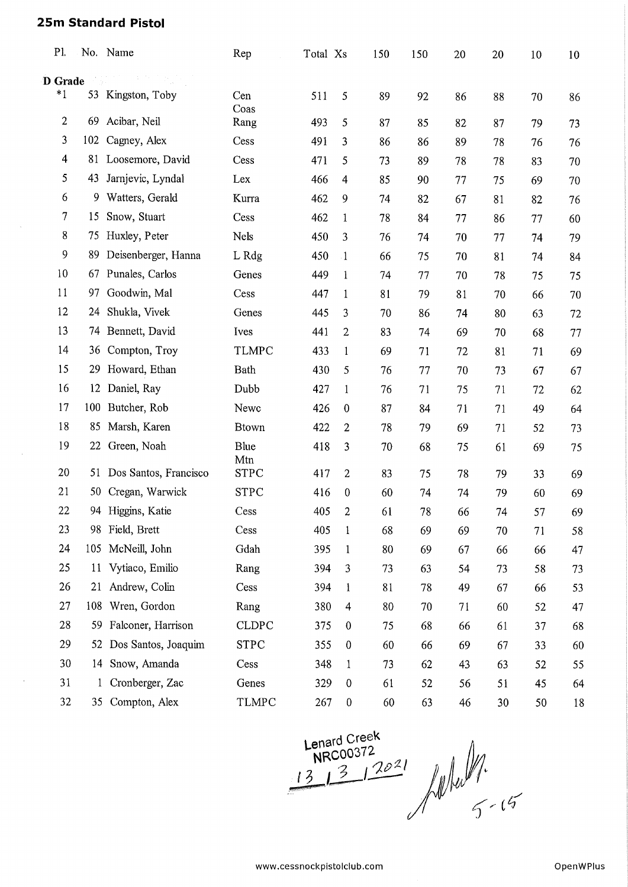## 25m Standard Pistol

| Pl. | No. | Name | Rep | Total | Xs | 150 | 150 | 20 | 20 | 10 | 10 |
|---|---|---|---|---|---|---|---|---|---|---|---|
| **D Grade** | | | | | | | | | | | |
| *1 | 53 | Kingston, Toby | Cen Coas | 511 | 5 | 89 | 92 | 86 | 88 | 70 | 86 |
| 2 | 69 | Acibar, Neil | Rang | 493 | 5 | 87 | 85 | 82 | 87 | 79 | 73 |
| 3 | 102 | Cagney, Alex | Cess | 491 | 3 | 86 | 86 | 89 | 78 | 76 | 76 |
| 4 | 81 | Loosemore, David | Cess | 471 | 5 | 73 | 89 | 78 | 78 | 83 | 70 |
| 5 | 43 | Jarnjevic, Lyndal | Lex | 466 | 4 | 85 | 90 | 77 | 75 | 69 | 70 |
| 6 | 9 | Watters, Gerald | Kurra | 462 | 9 | 74 | 82 | 67 | 81 | 82 | 76 |
| 7 | 15 | Snow, Stuart | Cess | 462 | 1 | 78 | 84 | 77 | 86 | 77 | 60 |
| 8 | 75 | Huxley, Peter | Nels | 450 | 3 | 76 | 74 | 70 | 77 | 74 | 79 |
| 9 | 89 | Deisenberger, Hanna | L Rdg | 450 | 1 | 66 | 75 | 70 | 81 | 74 | 84 |
| 10 | 67 | Punales, Carlos | Genes | 449 | 1 | 74 | 77 | 70 | 78 | 75 | 75 |
| 11 | 97 | Goodwin, Mal | Cess | 447 | 1 | 81 | 79 | 81 | 70 | 66 | 70 |
| 12 | 24 | Shukla, Vivek | Genes | 445 | 3 | 70 | 86 | 74 | 80 | 63 | 72 |
| 13 | 74 | Bennett, David | Ives | 441 | 2 | 83 | 74 | 69 | 70 | 68 | 77 |
| 14 | 36 | Compton, Troy | TLMPC | 433 | 1 | 69 | 71 | 72 | 81 | 71 | 69 |
| 15 | 29 | Howard, Ethan | Bath | 430 | 5 | 76 | 77 | 70 | 73 | 67 | 67 |
| 16 | 12 | Daniel, Ray | Dubb | 427 | 1 | 76 | 71 | 75 | 71 | 72 | 62 |
| 17 | 100 | Butcher, Rob | Newc | 426 | 0 | 87 | 84 | 71 | 71 | 49 | 64 |
| 18 | 85 | Marsh, Karen | Btown | 422 | 2 | 78 | 79 | 69 | 71 | 52 | 73 |
| 19 | 22 | Green, Noah | Blue Mtn | 418 | 3 | 70 | 68 | 75 | 61 | 69 | 75 |
| 20 | 51 | Dos Santos, Francisco | STPC | 417 | 2 | 83 | 75 | 78 | 79 | 33 | 69 |
| 21 | 50 | Cregan, Warwick | STPC | 416 | 0 | 60 | 74 | 74 | 79 | 60 | 69 |
| 22 | 94 | Higgins, Katie | Cess | 405 | 2 | 61 | 78 | 66 | 74 | 57 | 69 |
| 23 | 98 | Field, Brett | Cess | 405 | 1 | 68 | 69 | 69 | 70 | 71 | 58 |
| 24 | 105 | McNeill, John | Gdah | 395 | 1 | 80 | 69 | 67 | 66 | 66 | 47 |
| 25 | 11 | Vytiaco, Emilio | Rang | 394 | 3 | 73 | 63 | 54 | 73 | 58 | 73 |
| 26 | 21 | Andrew, Colin | Cess | 394 | 1 | 81 | 78 | 49 | 67 | 66 | 53 |
| 27 | 108 | Wren, Gordon | Rang | 380 | 4 | 80 | 70 | 71 | 60 | 52 | 47 |
| 28 | 59 | Falconer, Harrison | CLDPC | 375 | 0 | 75 | 68 | 66 | 61 | 37 | 68 |
| 29 | 52 | Dos Santos, Joaquim | STPC | 355 | 0 | 60 | 66 | 69 | 67 | 33 | 60 |
| 30 | 14 | Snow, Amanda | Cess | 348 | 1 | 73 | 62 | 43 | 63 | 52 | 55 |
| 31 | 1 | Cronberger, Zac | Genes | 329 | 0 | 61 | 52 | 56 | 51 | 45 | 64 |
| 32 | 35 | Compton, Alex | TLMPC | 267 | 0 | 60 | 63 | 46 | 30 | 50 | 18 |

Lenard Creek
NRC00372
13 / 3 / 2021

5-15

www.cessnockpistolclub.com

OpenWPlus